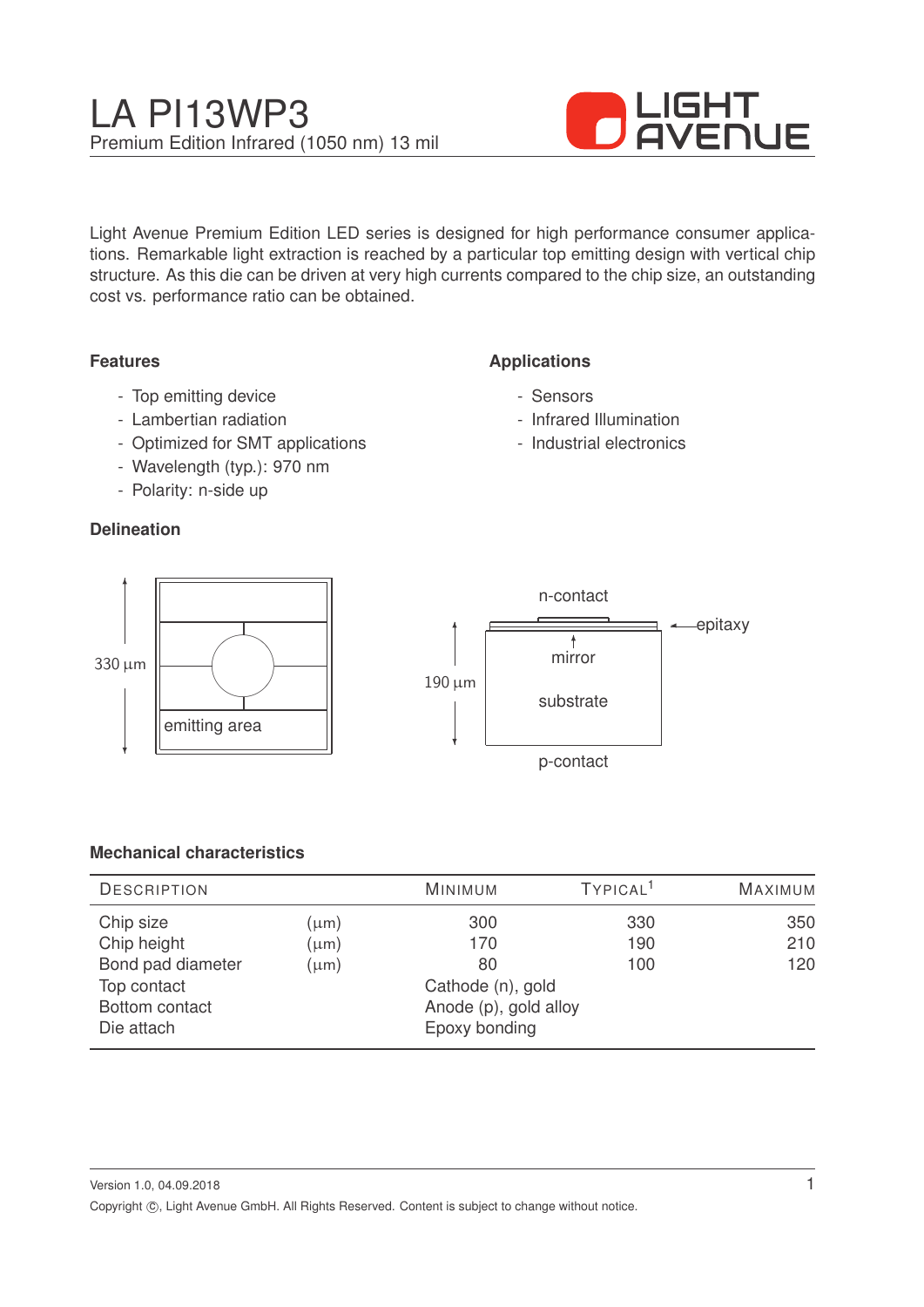# LA PI13WP3

Premium Edition Infrared (1050 nm) 13 mil

Light Avenue Premium Edition LED series is designed for high performance consumer applications. Remarkable light extraction is reached by a particular top emitting design with vertical chip structure. As this die can be driven at very high currents compared to the chip size, an outstanding cost vs. performance ratio can be obtained.

### Features

- Top emitting device
- Lambertian radiation
- Optimized for SMT applications
- Wavelength (typ.): 970 nm
- Polarity: n-side up

### Applications

- Sensors
- Infrared Illumination
- Industrial electronics

### Delineation

330 µm

emitting area

n-contact

epitaxy

mirror

190 µm

substrate

p-contact

### Mechanical characteristics

| Description | | Minimum | Typical[1] | Maximum |
|---|---|---|---|---|
| Chip size | (µm) | 300 | 330 | 350 |
| Chip height | (µm) | 170 | 190 | 210 |
| Bond pad diameter | (µm) | 80 | 100 | 120 |
| Top contact | | Cathode (n), gold | | |
| Bottom contact | | Anode (p), gold alloy | | |
| Die attach | | Epoxy bonding | | |

Version 1.0, 04.09.2018

Copyright ©, Light Avenue GmbH. All Rights Reserved. Content is subject to change without notice.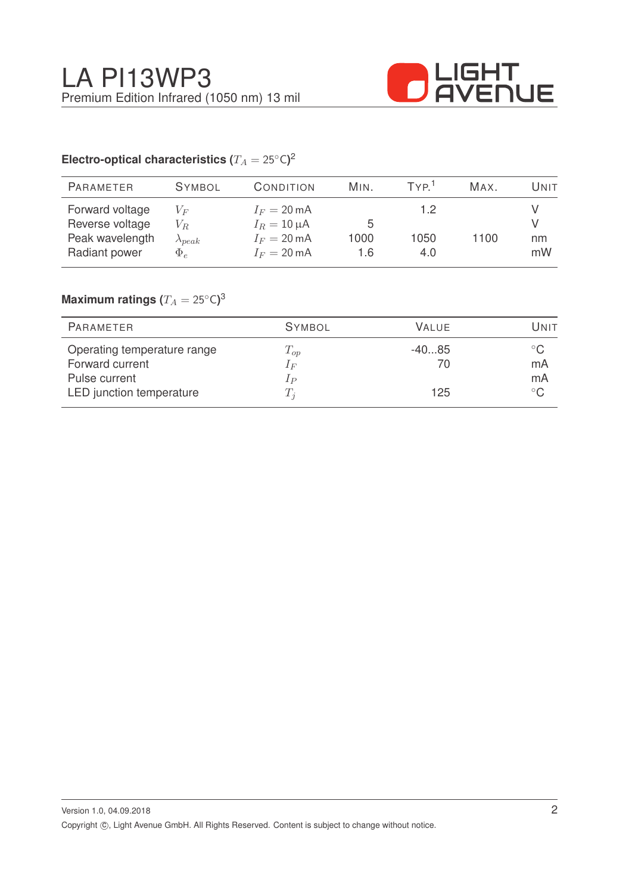# LA PI13WP3

Premium Edition Infrared (1050 nm) 13 mil

### Electro-optical characteristics ($T_A = 25°C$)[2]

| Parameter | Symbol | Condition | Min. | Typ.[1] | Max. | Unit |
|---|---|---|---|---|---|---|
| Forward voltage | $V_F$ | $I_F = 20\,\text{mA}$ | | 1.2 | | V |
| Reverse voltage | $V_R$ | $I_R = 10\,\mu\text{A}$ | 5 | | | V |
| Peak wavelength | $\lambda_{peak}$ | $I_F = 20\,\text{mA}$ | 1000 | 1050 | 1100 | nm |
| Radiant power | $\Phi_e$ | $I_F = 20\,\text{mA}$ | 1.6 | 4.0 | | mW |

### Maximum ratings ($T_A = 25°C$)[3]

| Parameter | Symbol | Value | Unit |
|---|---|---|---|
| Operating temperature range | $T_{op}$ | -40...85 | °C |
| Forward current | $I_F$ | 70 | mA |
| Pulse current | $I_P$ | | mA |
| LED junction temperature | $T_j$ | 125 | °C |

Version 1.0, 04.09.2018

Copyright ©, Light Avenue GmbH. All Rights Reserved. Content is subject to change without notice.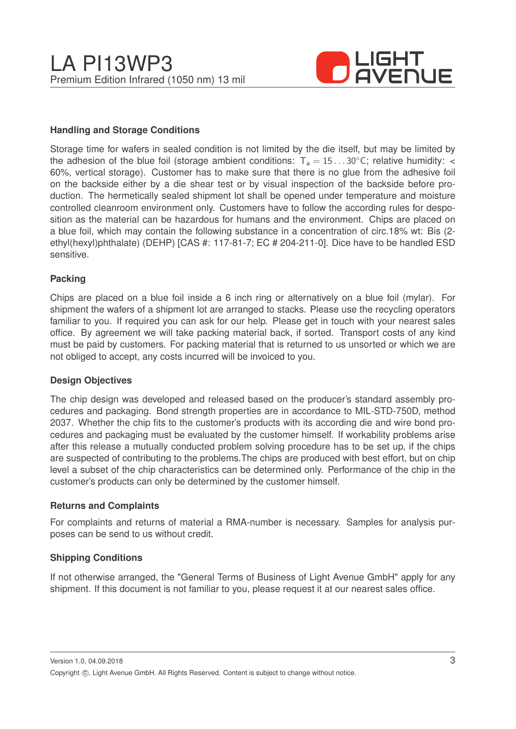## Handling and Storage Conditions

Storage time for wafers in sealed condition is not limited by the die itself, but may be limited by the adhesion of the blue foil (storage ambient conditions: $T_a = 15 \ldots 30°C$; relative humidity: < 60%, vertical storage). Customer has to make sure that there is no glue from the adhesive foil on the backside either by a die shear test or by visual inspection of the backside before production. The hermetically sealed shipment lot shall be opened under temperature and moisture controlled cleanroom environment only. Customers have to follow the according rules for desposition as the material can be hazardous for humans and the environment. Chips are placed on a blue foil, which may contain the following substance in a concentration of circ.18% wt: Bis (2-ethyl(hexyl)phthalate) (DEHP) [CAS #: 117-81-7; EC # 204-211-0]. Dice have to be handled ESD sensitive.

## Packing

Chips are placed on a blue foil inside a 6 inch ring or alternatively on a blue foil (mylar). For shipment the wafers of a shipment lot are arranged to stacks. Please use the recycling operators familiar to you. If required you can ask for our help. Please get in touch with your nearest sales office. By agreement we will take packing material back, if sorted. Transport costs of any kind must be paid by customers. For packing material that is returned to us unsorted or which we are not obliged to accept, any costs incurred will be invoiced to you.

## Design Objectives

The chip design was developed and released based on the producer's standard assembly procedures and packaging. Bond strength properties are in accordance to MIL-STD-750D, method 2037. Whether the chip fits to the customer's products with its according die and wire bond procedures and packaging must be evaluated by the customer himself. If workability problems arise after this release a mutually conducted problem solving procedure has to be set up, if the chips are suspected of contributing to the problems.The chips are produced with best effort, but on chip level a subset of the chip characteristics can be determined only. Performance of the chip in the customer's products can only be determined by the customer himself.

## Returns and Complaints

For complaints and returns of material a RMA-number is necessary. Samples for analysis purposes can be send to us without credit.

## Shipping Conditions

If not otherwise arranged, the "General Terms of Business of Light Avenue GmbH" apply for any shipment. If this document is not familiar to you, please request it at our nearest sales office.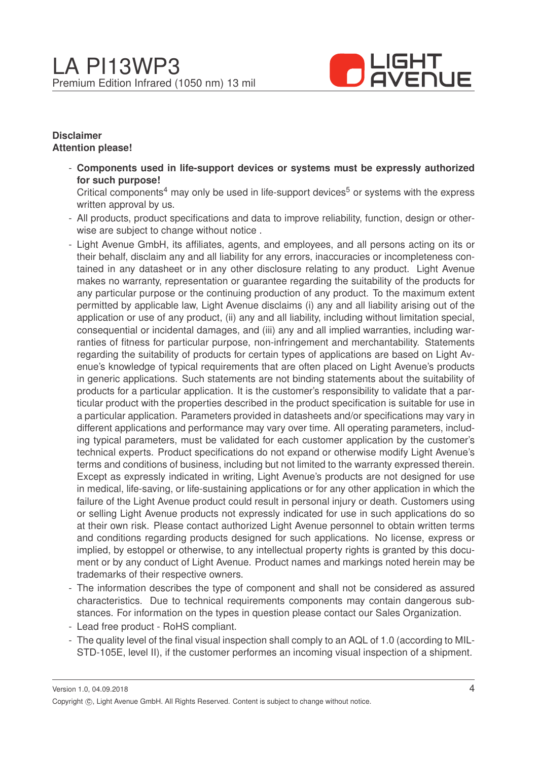**Disclaimer**

**Attention please!**

- **Components used in life-support devices or systems must be expressly authorized for such purpose!**
  Critical components[4] may only be used in life-support devices[5] or systems with the express written approval by us.
- All products, product specifications and data to improve reliability, function, design or otherwise are subject to change without notice .
- Light Avenue GmbH, its affiliates, agents, and employees, and all persons acting on its or their behalf, disclaim any and all liability for any errors, inaccuracies or incompleteness contained in any datasheet or in any other disclosure relating to any product. Light Avenue makes no warranty, representation or guarantee regarding the suitability of the products for any particular purpose or the continuing production of any product. To the maximum extent permitted by applicable law, Light Avenue disclaims (i) any and all liability arising out of the application or use of any product, (ii) any and all liability, including without limitation special, consequential or incidental damages, and (iii) any and all implied warranties, including warranties of fitness for particular purpose, non-infringement and merchantability. Statements regarding the suitability of products for certain types of applications are based on Light Avenue's knowledge of typical requirements that are often placed on Light Avenue's products in generic applications. Such statements are not binding statements about the suitability of products for a particular application. It is the customer's responsibility to validate that a particular product with the properties described in the product specification is suitable for use in a particular application. Parameters provided in datasheets and/or specifications may vary in different applications and performance may vary over time. All operating parameters, including typical parameters, must be validated for each customer application by the customer's technical experts. Product specifications do not expand or otherwise modify Light Avenue's terms and conditions of business, including but not limited to the warranty expressed therein. Except as expressly indicated in writing, Light Avenue's products are not designed for use in medical, life-saving, or life-sustaining applications or for any other application in which the failure of the Light Avenue product could result in personal injury or death. Customers using or selling Light Avenue products not expressly indicated for use in such applications do so at their own risk. Please contact authorized Light Avenue personnel to obtain written terms and conditions regarding products designed for such applications. No license, express or implied, by estoppel or otherwise, to any intellectual property rights is granted by this document or by any conduct of Light Avenue. Product names and markings noted herein may be trademarks of their respective owners.
- The information describes the type of component and shall not be considered as assured characteristics. Due to technical requirements components may contain dangerous substances. For information on the types in question please contact our Sales Organization.
- Lead free product - RoHS compliant.
- The quality level of the final visual inspection shall comply to an AQL of 1.0 (according to MIL-STD-105E, level II), if the customer performes an incoming visual inspection of a shipment.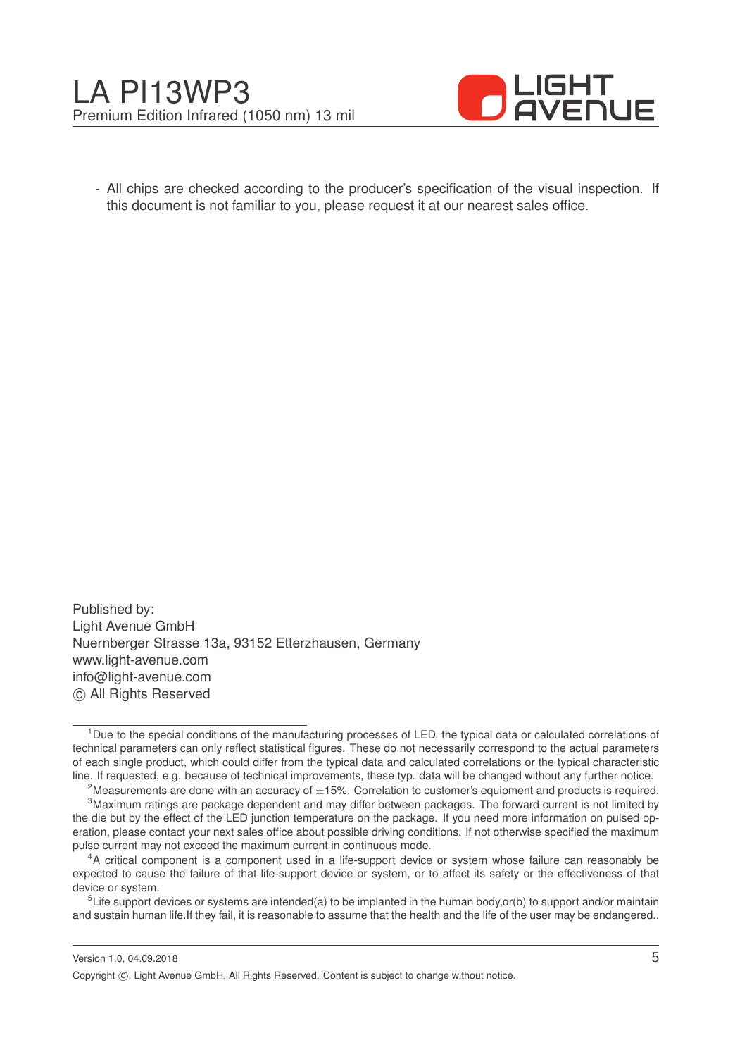- All chips are checked according to the producer's specification of the visual inspection. If this document is not familiar to you, please request it at our nearest sales office.

Published by:
Light Avenue GmbH
Nuernberger Strasse 13a, 93152 Etterzhausen, Germany
www.light-avenue.com
info@light-avenue.com
© All Rights Reserved

[1] Due to the special conditions of the manufacturing processes of LED, the typical data or calculated correlations of technical parameters can only reflect statistical figures. These do not necessarily correspond to the actual parameters of each single product, which could differ from the typical data and calculated correlations or the typical characteristic line. If requested, e.g. because of technical improvements, these typ. data will be changed without any further notice.

[2] Measurements are done with an accuracy of $\pm$15%. Correlation to customer's equipment and products is required.

[3] Maximum ratings are package dependent and may differ between packages. The forward current is not limited by the die but by the effect of the LED junction temperature on the package. If you need more information on pulsed operation, please contact your next sales office about possible driving conditions. If not otherwise specified the maximum pulse current may not exceed the maximum current in continuous mode.

[4] A critical component is a component used in a life-support device or system whose failure can reasonably be expected to cause the failure of that life-support device or system, or to affect its safety or the effectiveness of that device or system.

[5] Life support devices or systems are intended(a) to be implanted in the human body,or(b) to support and/or maintain and sustain human life.If they fail, it is reasonable to assume that the health and the life of the user may be endangered..